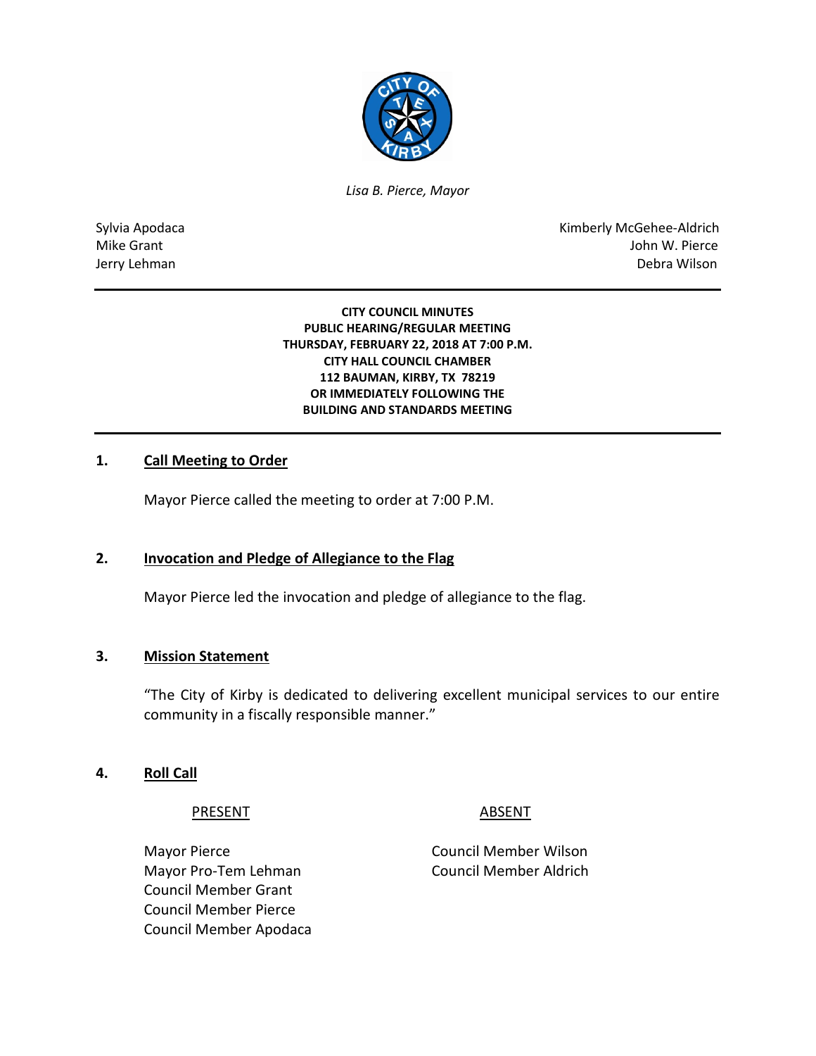*Lisa B. Pierce, Mayor*

| | |
|---|---|
| Sylvia Apodaca | Kimberly McGehee-Aldrich |
| Mike Grant | John W. Pierce |
| Jerry Lehman | Debra Wilson |

**CITY COUNCIL MINUTES**
**PUBLIC HEARING/REGULAR MEETING**
**THURSDAY, FEBRUARY 22, 2018 AT 7:00 P.M.**
**CITY HALL COUNCIL CHAMBER**
**112 BAUMAN, KIRBY, TX 78219**
**OR IMMEDIATELY FOLLOWING THE**
**BUILDING AND STANDARDS MEETING**

## 1. Call Meeting to Order

Mayor Pierce called the meeting to order at 7:00 P.M.

## 2. Invocation and Pledge of Allegiance to the Flag

Mayor Pierce led the invocation and pledge of allegiance to the flag.

## 3. Mission Statement

"The City of Kirby is dedicated to delivering excellent municipal services to our entire community in a fiscally responsible manner."

## 4. Roll Call

| PRESENT | ABSENT |
|---|---|
| Mayor Pierce | Council Member Wilson |
| Mayor Pro-Tem Lehman | Council Member Aldrich |
| Council Member Grant | |
| Council Member Pierce | |
| Council Member Apodaca | |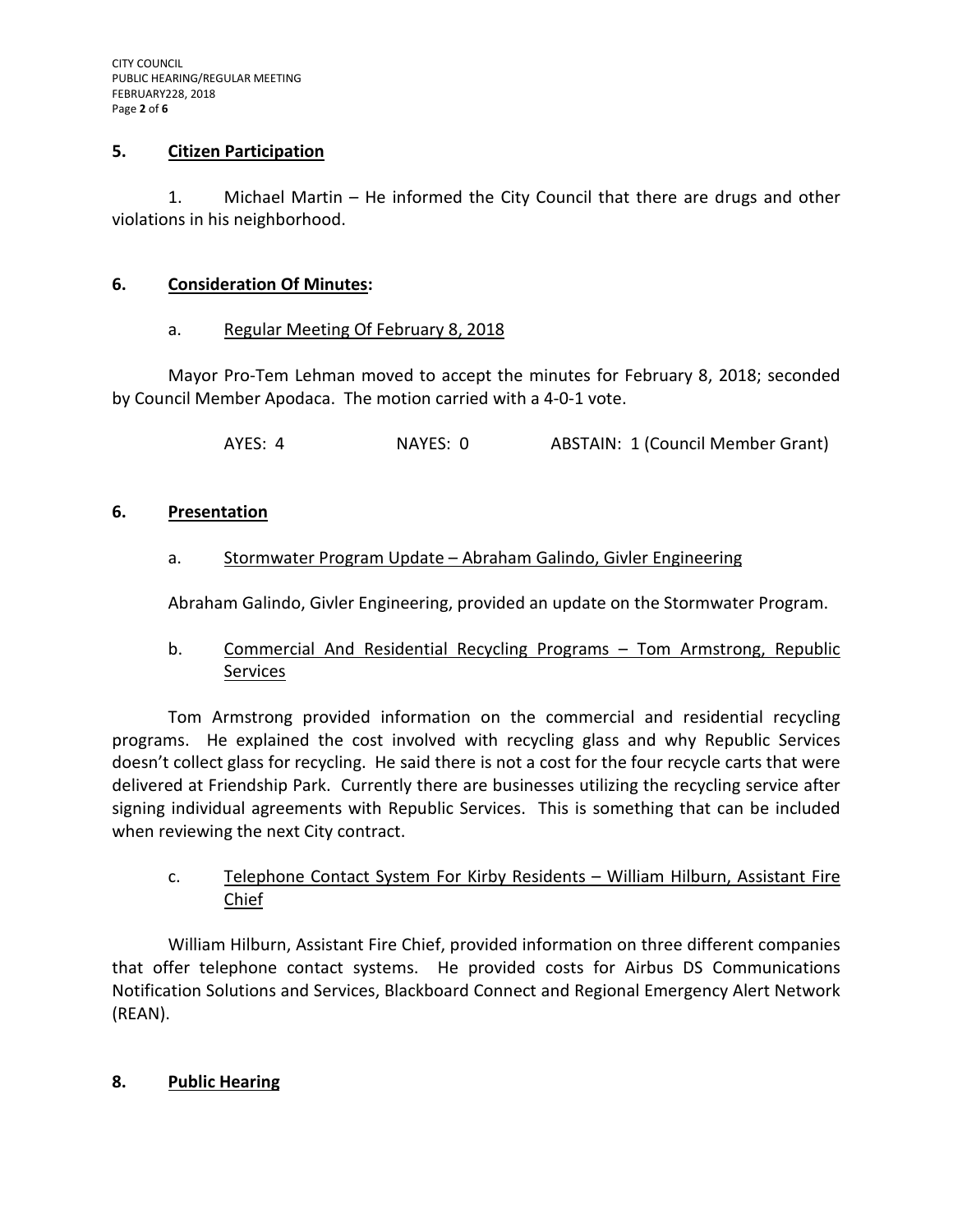## 5. Citizen Participation

1. Michael Martin – He informed the City Council that there are drugs and other violations in his neighborhood.

## 6. Consideration Of Minutes:

a. Regular Meeting Of February 8, 2018

Mayor Pro-Tem Lehman moved to accept the minutes for February 8, 2018; seconded by Council Member Apodaca. The motion carried with a 4-0-1 vote.

AYES: 4 NAYES: 0 ABSTAIN: 1 (Council Member Grant)

## 6. Presentation

a. Stormwater Program Update – Abraham Galindo, Givler Engineering

Abraham Galindo, Givler Engineering, provided an update on the Stormwater Program.

b. Commercial And Residential Recycling Programs – Tom Armstrong, Republic Services

Tom Armstrong provided information on the commercial and residential recycling programs. He explained the cost involved with recycling glass and why Republic Services doesn't collect glass for recycling. He said there is not a cost for the four recycle carts that were delivered at Friendship Park. Currently there are businesses utilizing the recycling service after signing individual agreements with Republic Services. This is something that can be included when reviewing the next City contract.

c. Telephone Contact System For Kirby Residents – William Hilburn, Assistant Fire Chief

William Hilburn, Assistant Fire Chief, provided information on three different companies that offer telephone contact systems. He provided costs for Airbus DS Communications Notification Solutions and Services, Blackboard Connect and Regional Emergency Alert Network (REAN).

## 8. Public Hearing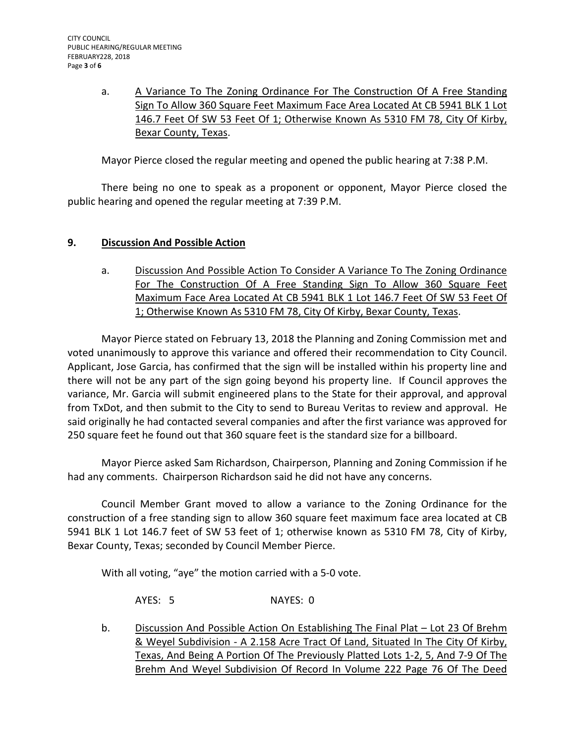a. <u>A Variance To The Zoning Ordinance For The Construction Of A Free Standing Sign To Allow 360 Square Feet Maximum Face Area Located At CB 5941 BLK 1 Lot 146.7 Feet Of SW 53 Feet Of 1; Otherwise Known As 5310 FM 78, City Of Kirby, Bexar County, Texas</u>.

Mayor Pierce closed the regular meeting and opened the public hearing at 7:38 P.M.

There being no one to speak as a proponent or opponent, Mayor Pierce closed the public hearing and opened the regular meeting at 7:39 P.M.

## 9. Discussion And Possible Action

a. <u>Discussion And Possible Action To Consider A Variance To The Zoning Ordinance For The Construction Of A Free Standing Sign To Allow 360 Square Feet Maximum Face Area Located At CB 5941 BLK 1 Lot 146.7 Feet Of SW 53 Feet Of 1; Otherwise Known As 5310 FM 78, City Of Kirby, Bexar County, Texas</u>.

Mayor Pierce stated on February 13, 2018 the Planning and Zoning Commission met and voted unanimously to approve this variance and offered their recommendation to City Council. Applicant, Jose Garcia, has confirmed that the sign will be installed within his property line and there will not be any part of the sign going beyond his property line. If Council approves the variance, Mr. Garcia will submit engineered plans to the State for their approval, and approval from TxDot, and then submit to the City to send to Bureau Veritas to review and approval. He said originally he had contacted several companies and after the first variance was approved for 250 square feet he found out that 360 square feet is the standard size for a billboard.

Mayor Pierce asked Sam Richardson, Chairperson, Planning and Zoning Commission if he had any comments. Chairperson Richardson said he did not have any concerns.

Council Member Grant moved to allow a variance to the Zoning Ordinance for the construction of a free standing sign to allow 360 square feet maximum face area located at CB 5941 BLK 1 Lot 146.7 feet of SW 53 feet of 1; otherwise known as 5310 FM 78, City of Kirby, Bexar County, Texas; seconded by Council Member Pierce.

With all voting, "aye" the motion carried with a 5-0 vote.

AYES: 5 NAYES: 0

b. <u>Discussion And Possible Action On Establishing The Final Plat – Lot 23 Of Brehm & Weyel Subdivision - A 2.158 Acre Tract Of Land, Situated In The City Of Kirby, Texas, And Being A Portion Of The Previously Platted Lots 1-2, 5, And 7-9 Of The Brehm And Weyel Subdivision Of Record In Volume 222 Page 76 Of The Deed</u>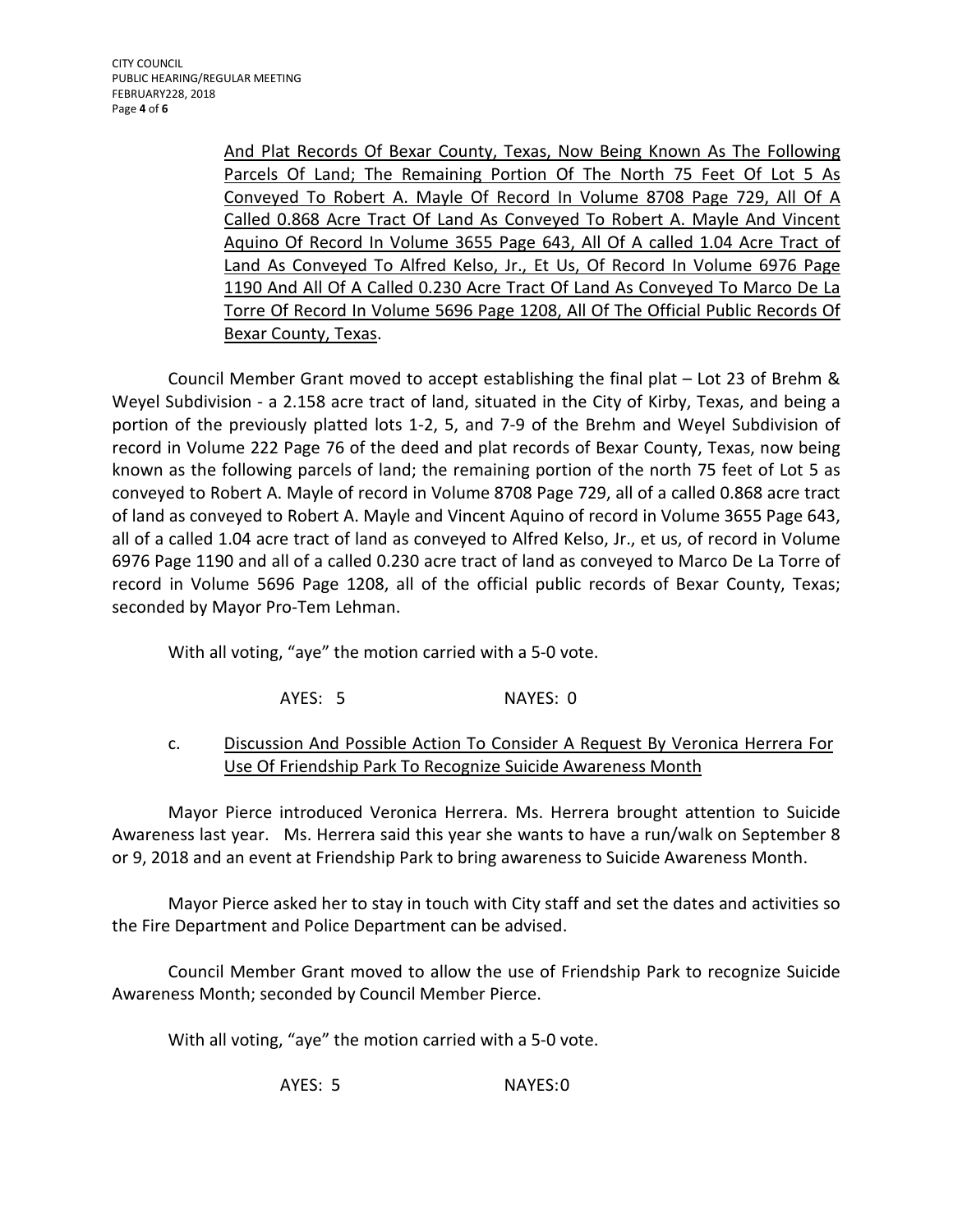And Plat Records Of Bexar County, Texas, Now Being Known As The Following Parcels Of Land; The Remaining Portion Of The North 75 Feet Of Lot 5 As Conveyed To Robert A. Mayle Of Record In Volume 8708 Page 729, All Of A Called 0.868 Acre Tract Of Land As Conveyed To Robert A. Mayle And Vincent Aquino Of Record In Volume 3655 Page 643, All Of A called 1.04 Acre Tract of Land As Conveyed To Alfred Kelso, Jr., Et Us, Of Record In Volume 6976 Page 1190 And All Of A Called 0.230 Acre Tract Of Land As Conveyed To Marco De La Torre Of Record In Volume 5696 Page 1208, All Of The Official Public Records Of Bexar County, Texas.

Council Member Grant moved to accept establishing the final plat – Lot 23 of Brehm & Weyel Subdivision - a 2.158 acre tract of land, situated in the City of Kirby, Texas, and being a portion of the previously platted lots 1-2, 5, and 7-9 of the Brehm and Weyel Subdivision of record in Volume 222 Page 76 of the deed and plat records of Bexar County, Texas, now being known as the following parcels of land; the remaining portion of the north 75 feet of Lot 5 as conveyed to Robert A. Mayle of record in Volume 8708 Page 729, all of a called 0.868 acre tract of land as conveyed to Robert A. Mayle and Vincent Aquino of record in Volume 3655 Page 643, all of a called 1.04 acre tract of land as conveyed to Alfred Kelso, Jr., et us, of record in Volume 6976 Page 1190 and all of a called 0.230 acre tract of land as conveyed to Marco De La Torre of record in Volume 5696 Page 1208, all of the official public records of Bexar County, Texas; seconded by Mayor Pro-Tem Lehman.

With all voting, "aye" the motion carried with a 5-0 vote.

AYES: 5 NAYES: 0

c. Discussion And Possible Action To Consider A Request By Veronica Herrera For Use Of Friendship Park To Recognize Suicide Awareness Month

Mayor Pierce introduced Veronica Herrera. Ms. Herrera brought attention to Suicide Awareness last year. Ms. Herrera said this year she wants to have a run/walk on September 8 or 9, 2018 and an event at Friendship Park to bring awareness to Suicide Awareness Month.

Mayor Pierce asked her to stay in touch with City staff and set the dates and activities so the Fire Department and Police Department can be advised.

Council Member Grant moved to allow the use of Friendship Park to recognize Suicide Awareness Month; seconded by Council Member Pierce.

With all voting, "aye" the motion carried with a 5-0 vote.

AYES: 5 NAYES:0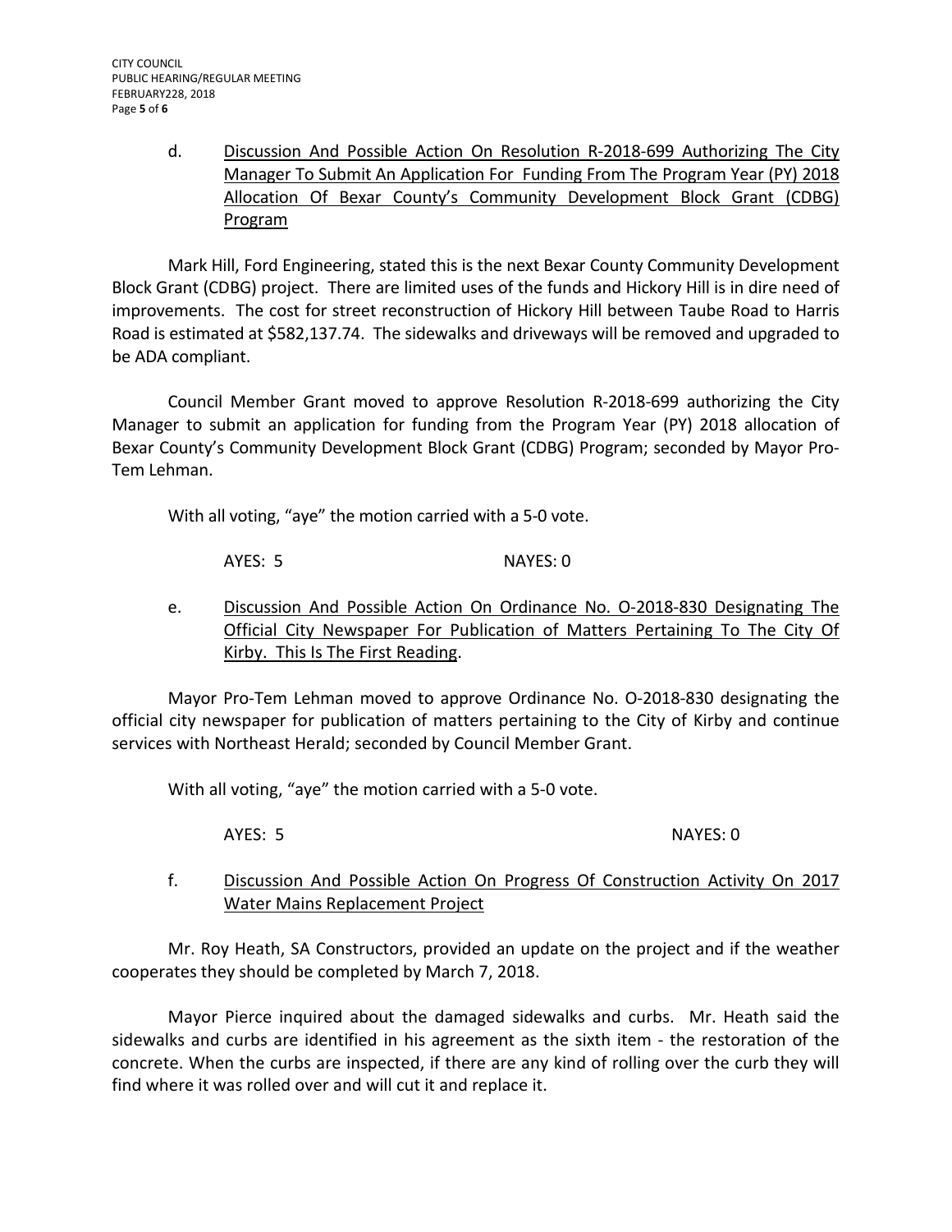d. Discussion And Possible Action On Resolution R-2018-699 Authorizing The City Manager To Submit An Application For Funding From The Program Year (PY) 2018 Allocation Of Bexar County's Community Development Block Grant (CDBG) Program

Mark Hill, Ford Engineering, stated this is the next Bexar County Community Development Block Grant (CDBG) project. There are limited uses of the funds and Hickory Hill is in dire need of improvements. The cost for street reconstruction of Hickory Hill between Taube Road to Harris Road is estimated at $582,137.74. The sidewalks and driveways will be removed and upgraded to be ADA compliant.

Council Member Grant moved to approve Resolution R-2018-699 authorizing the City Manager to submit an application for funding from the Program Year (PY) 2018 allocation of Bexar County's Community Development Block Grant (CDBG) Program; seconded by Mayor Pro-Tem Lehman.

With all voting, "aye" the motion carried with a 5-0 vote.

AYES: 5 NAYES: 0

e. Discussion And Possible Action On Ordinance No. O-2018-830 Designating The Official City Newspaper For Publication of Matters Pertaining To The City Of Kirby. This Is The First Reading.

Mayor Pro-Tem Lehman moved to approve Ordinance No. O-2018-830 designating the official city newspaper for publication of matters pertaining to the City of Kirby and continue services with Northeast Herald; seconded by Council Member Grant.

With all voting, "aye" the motion carried with a 5-0 vote.

AYES: 5 NAYES: 0

f. Discussion And Possible Action On Progress Of Construction Activity On 2017 Water Mains Replacement Project

Mr. Roy Heath, SA Constructors, provided an update on the project and if the weather cooperates they should be completed by March 7, 2018.

Mayor Pierce inquired about the damaged sidewalks and curbs. Mr. Heath said the sidewalks and curbs are identified in his agreement as the sixth item - the restoration of the concrete. When the curbs are inspected, if there are any kind of rolling over the curb they will find where it was rolled over and will cut it and replace it.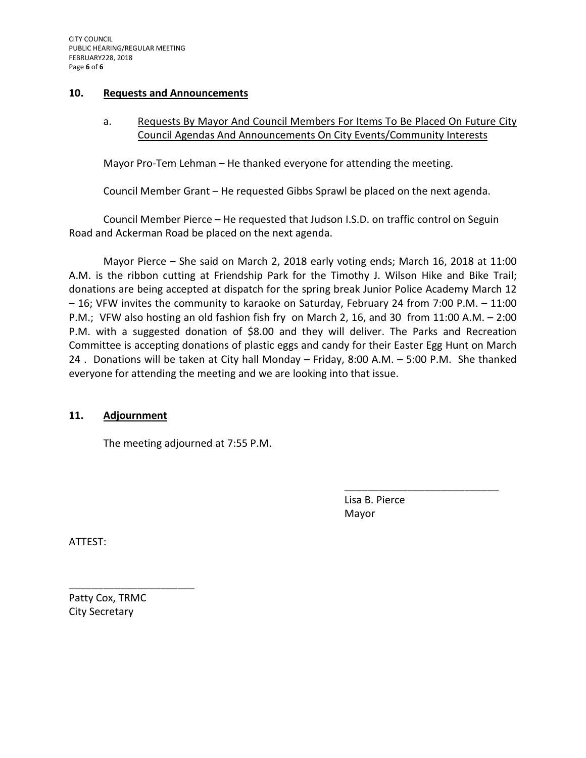## 10. Requests and Announcements

a. Requests By Mayor And Council Members For Items To Be Placed On Future City Council Agendas And Announcements On City Events/Community Interests

Mayor Pro-Tem Lehman – He thanked everyone for attending the meeting.

Council Member Grant – He requested Gibbs Sprawl be placed on the next agenda.

Council Member Pierce – He requested that Judson I.S.D. on traffic control on Seguin Road and Ackerman Road be placed on the next agenda.

Mayor Pierce – She said on March 2, 2018 early voting ends; March 16, 2018 at 11:00 A.M. is the ribbon cutting at Friendship Park for the Timothy J. Wilson Hike and Bike Trail; donations are being accepted at dispatch for the spring break Junior Police Academy March 12 – 16; VFW invites the community to karaoke on Saturday, February 24 from 7:00 P.M. – 11:00 P.M.; VFW also hosting an old fashion fish fry on March 2, 16, and 30 from 11:00 A.M. – 2:00 P.M. with a suggested donation of $8.00 and they will deliver. The Parks and Recreation Committee is accepting donations of plastic eggs and candy for their Easter Egg Hunt on March 24 . Donations will be taken at City hall Monday – Friday, 8:00 A.M. – 5:00 P.M. She thanked everyone for attending the meeting and we are looking into that issue.

## 11. Adjournment

The meeting adjourned at 7:55 P.M.

___________________________
Lisa B. Pierce
Mayor

ATTEST:

______________________
Patty Cox, TRMC
City Secretary